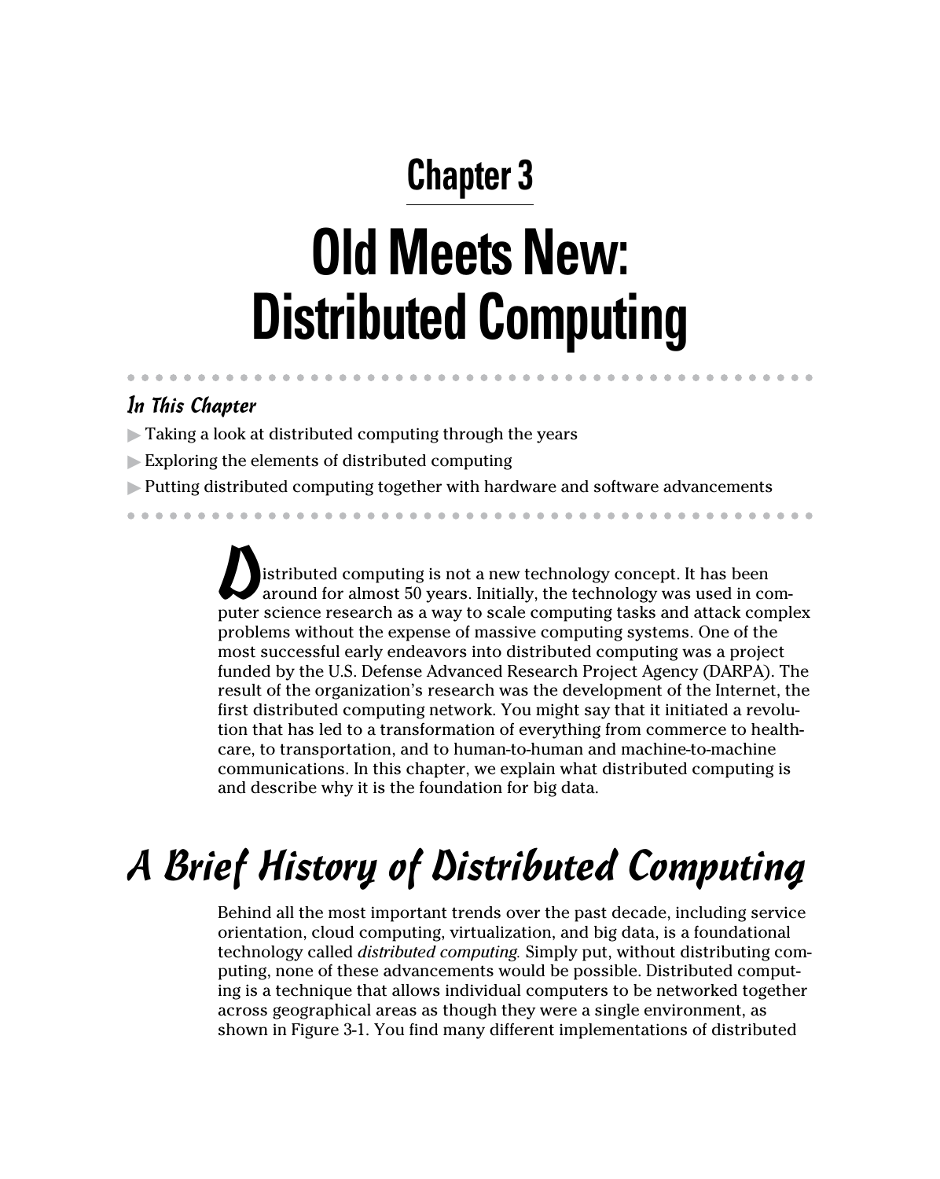# Chapter 3

# Old Meets New: Distributed Computing

### *In This Chapter*

- Taking a look at distributed computing through the years
- Exploring the elements of distributed computing
- Putting distributed computing together with hardware and software advancements

Distributed computing is not a new technology concept. It has been around for almost 50 years. Initially, the technology was used in computer science research as a way to scale computing tasks and attack complex problems without the expense of massive computing systems. One of the most successful early endeavors into distributed computing was a project funded by the U.S. Defense Advanced Research Project Agency (DARPA). The result of the organization's research was the development of the Internet, the first distributed computing network. You might say that it initiated a revolution that has led to a transformation of everything from commerce to healthcare, to transportation, and to human-to-human and machine-to-machine communications. In this chapter, we explain what distributed computing is and describe why it is the foundation for big data.

## A Brief History of Distributed Computing

Behind all the most important trends over the past decade, including service orientation, cloud computing, virtualization, and big data, is a foundational technology called *distributed computing.* Simply put, without distributing computing, none of these advancements would be possible. Distributed computing is a technique that allows individual computers to be networked together across geographical areas as though they were a single environment, as shown in Figure 3-1. You find many different implementations of distributed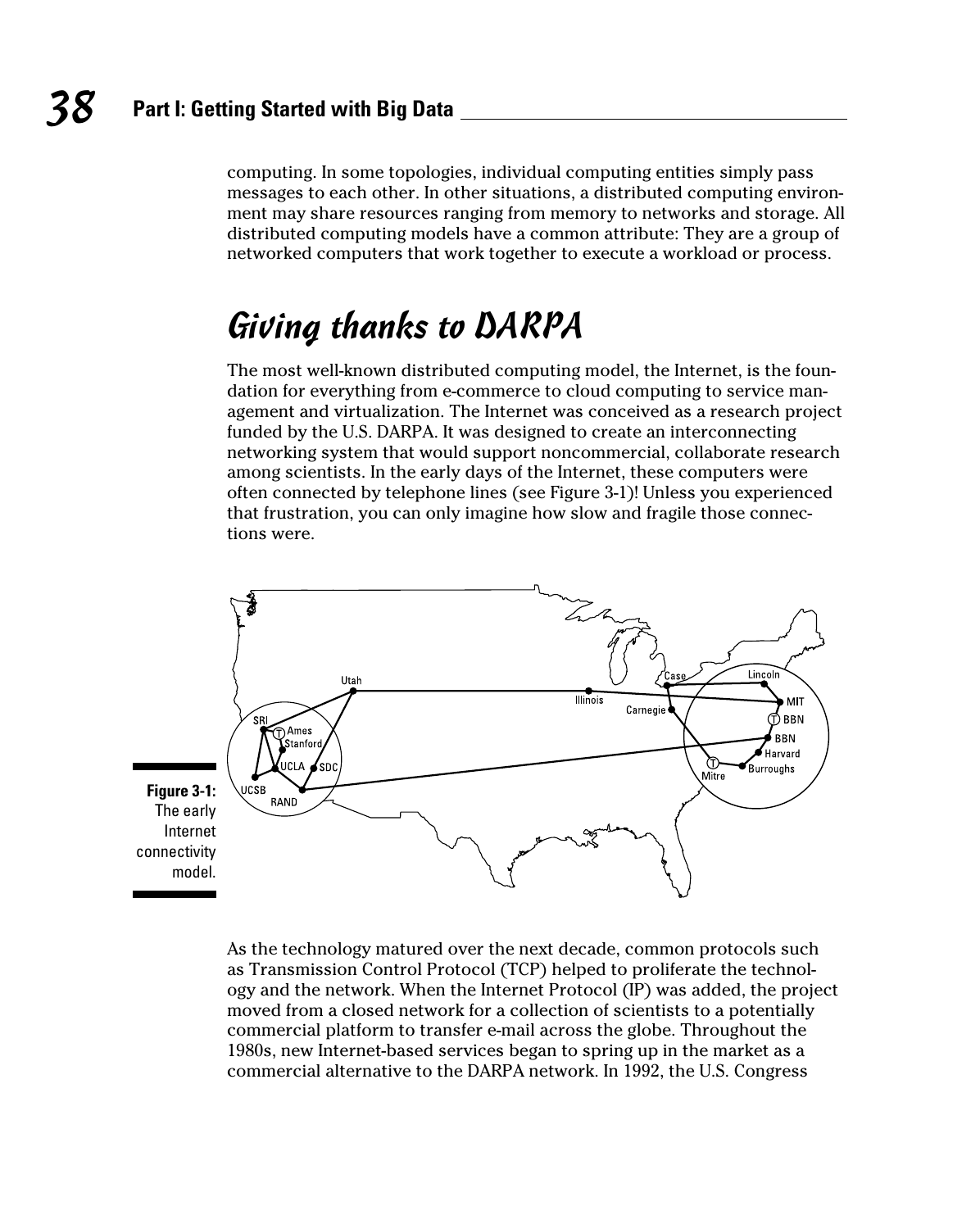computing. In some topologies, individual computing entities simply pass messages to each other. In other situations, a distributed computing environment may share resources ranging from memory to networks and storage. All distributed computing models have a common attribute: They are a group of networked computers that work together to execute a workload or process.

## Giving thanks to DARPA

The most well-known distributed computing model, the Internet, is the foundation for everything from e-commerce to cloud computing to service management and virtualization. The Internet was conceived as a research project funded by the U.S. DARPA. It was designed to create an interconnecting networking system that would support noncommercial, collaborate research among scientists. In the early days of the Internet, these computers were often connected by telephone lines (see Figure 3-1)! Unless you experienced that frustration, you can only imagine how slow and fragile those connections were.

**Figure 3-1:** The early Internet connectivity model.

As the technology matured over the next decade, common protocols such as Transmission Control Protocol (TCP) helped to proliferate the technology and the network. When the Internet Protocol (IP) was added, the project moved from a closed network for a collection of scientists to a potentially commercial platform to transfer e-mail across the globe. Throughout the 1980s, new Internet-based services began to spring up in the market as a commercial alternative to the DARPA network. In 1992, the U.S. Congress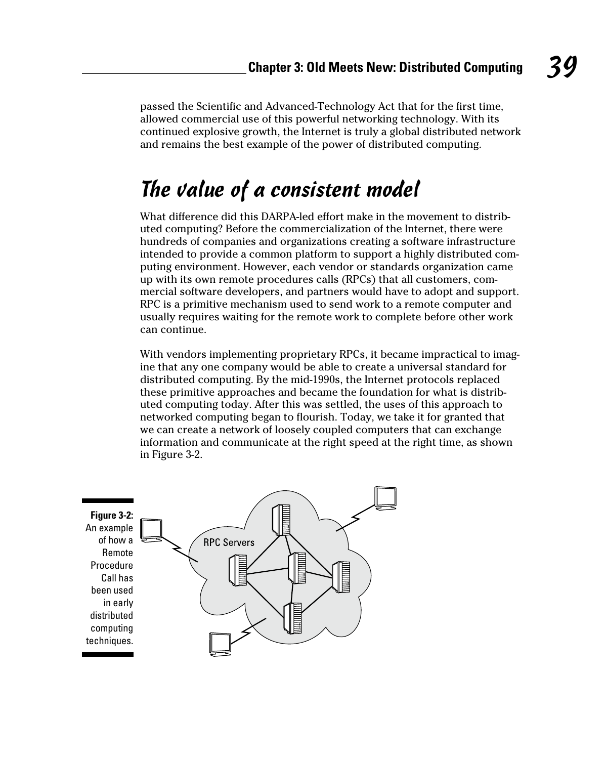passed the Scientific and Advanced-Technology Act that for the first time, allowed commercial use of this powerful networking technology. With its continued explosive growth, the Internet is truly a global distributed network and remains the best example of the power of distributed computing.

## The value of a consistent model

What difference did this DARPA-led effort make in the movement to distributed computing? Before the commercialization of the Internet, there were hundreds of companies and organizations creating a software infrastructure intended to provide a common platform to support a highly distributed computing environment. However, each vendor or standards organization came up with its own remote procedures calls (RPCs) that all customers, commercial software developers, and partners would have to adopt and support. RPC is a primitive mechanism used to send work to a remote computer and usually requires waiting for the remote work to complete before other work can continue.

With vendors implementing proprietary RPCs, it became impractical to imagine that any one company would be able to create a universal standard for distributed computing. By the mid-1990s, the Internet protocols replaced these primitive approaches and became the foundation for what is distributed computing today. After this was settled, the uses of this approach to networked computing began to flourish. Today, we take it for granted that we can create a network of loosely coupled computers that can exchange information and communicate at the right speed at the right time, as shown in Figure 3-2.

RPC Servers

**Figure 3-2:** An example of how a Remote Procedure Call has been used in early distributed computing techniques.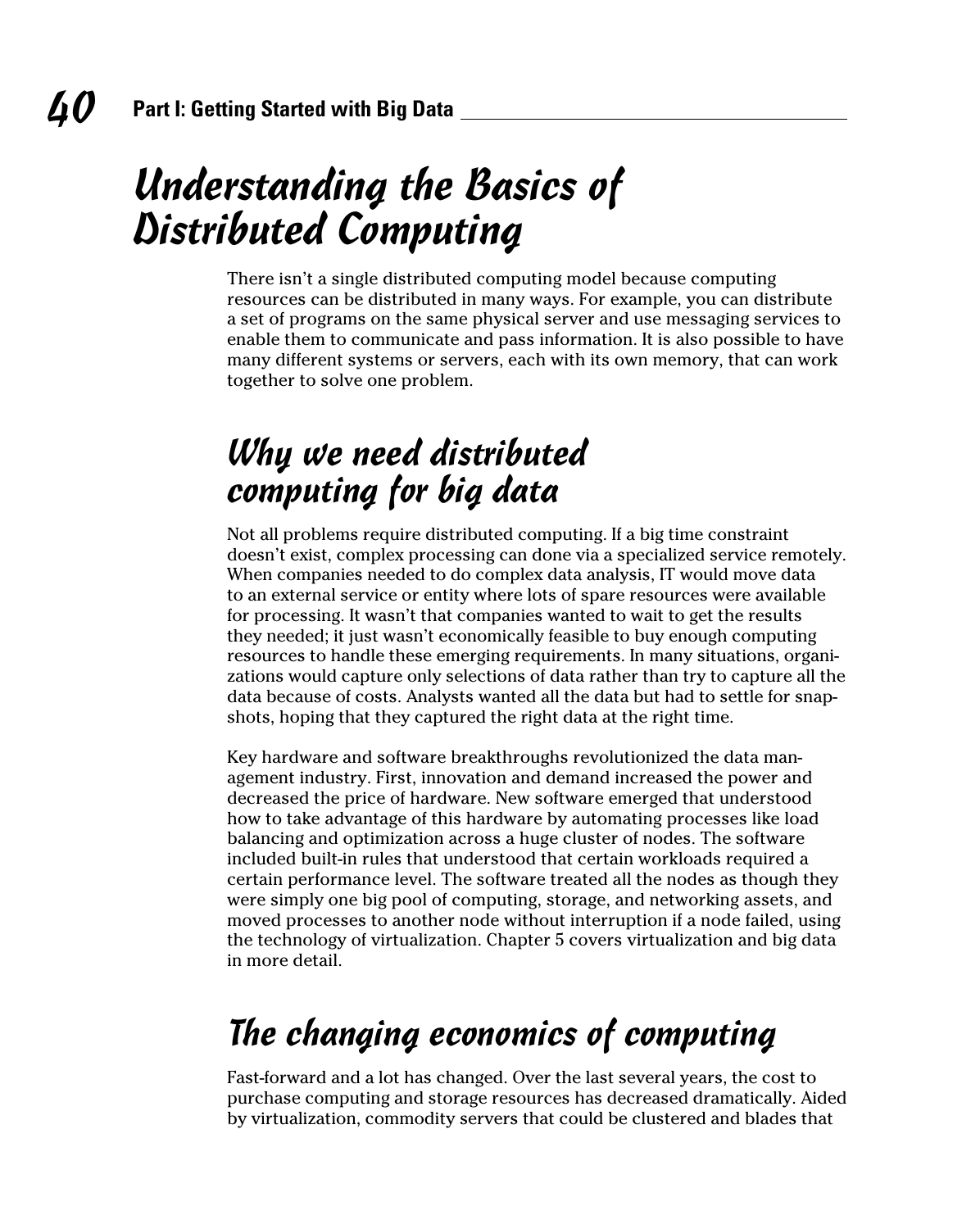## Understanding the Basics of Distributed Computing

There isn't a single distributed computing model because computing resources can be distributed in many ways. For example, you can distribute a set of programs on the same physical server and use messaging services to enable them to communicate and pass information. It is also possible to have many different systems or servers, each with its own memory, that can work together to solve one problem.

### Why we need distributed computing for big data

Not all problems require distributed computing. If a big time constraint doesn't exist, complex processing can done via a specialized service remotely. When companies needed to do complex data analysis, IT would move data to an external service or entity where lots of spare resources were available for processing. It wasn't that companies wanted to wait to get the results they needed; it just wasn't economically feasible to buy enough computing resources to handle these emerging requirements. In many situations, organizations would capture only selections of data rather than try to capture all the data because of costs. Analysts wanted all the data but had to settle for snapshots, hoping that they captured the right data at the right time.

Key hardware and software breakthroughs revolutionized the data management industry. First, innovation and demand increased the power and decreased the price of hardware. New software emerged that understood how to take advantage of this hardware by automating processes like load balancing and optimization across a huge cluster of nodes. The software included built-in rules that understood that certain workloads required a certain performance level. The software treated all the nodes as though they were simply one big pool of computing, storage, and networking assets, and moved processes to another node without interruption if a node failed, using the technology of virtualization. Chapter 5 covers virtualization and big data in more detail.

### The changing economics of computing

Fast-forward and a lot has changed. Over the last several years, the cost to purchase computing and storage resources has decreased dramatically. Aided by virtualization, commodity servers that could be clustered and blades that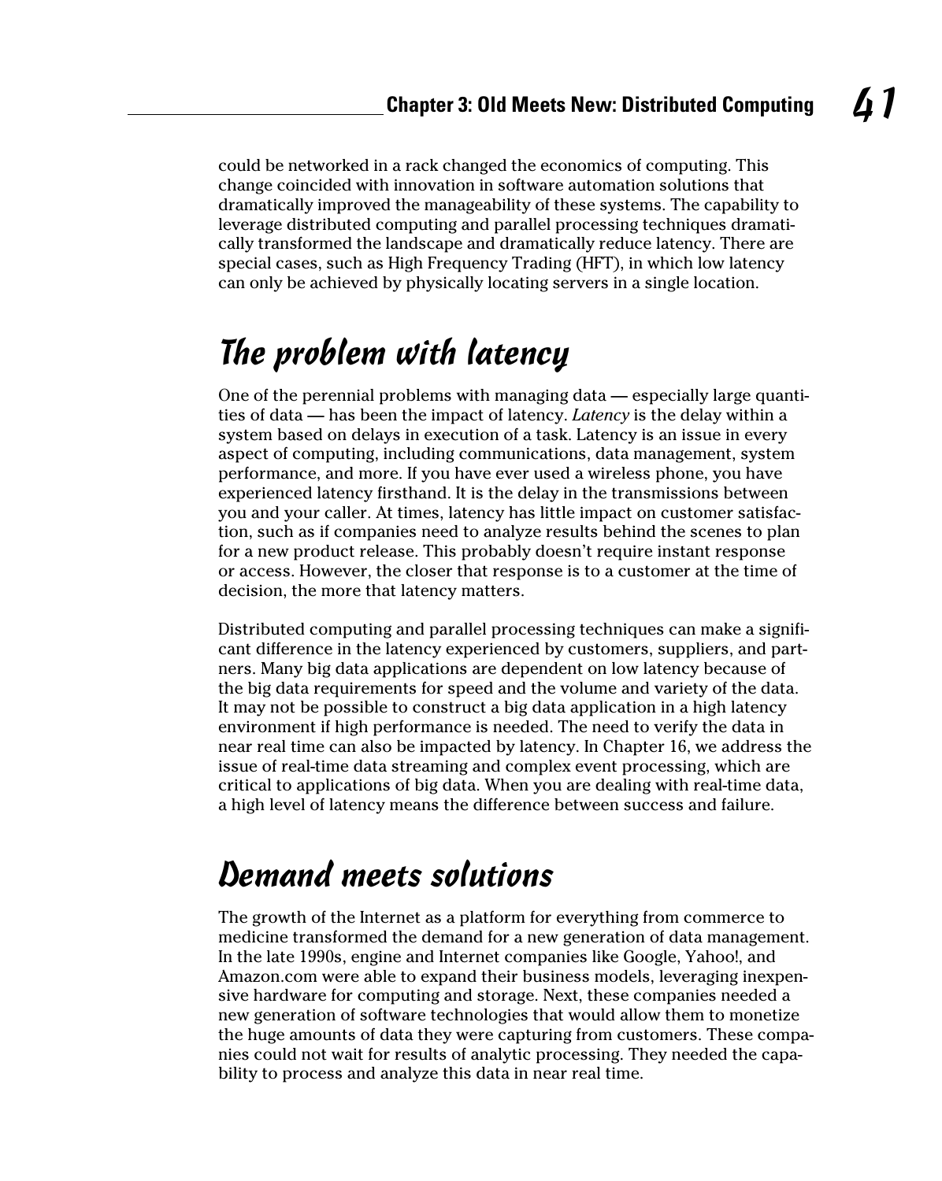could be networked in a rack changed the economics of computing. This change coincided with innovation in software automation solutions that dramatically improved the manageability of these systems. The capability to leverage distributed computing and parallel processing techniques dramatically transformed the landscape and dramatically reduce latency. There are special cases, such as High Frequency Trading (HFT), in which low latency can only be achieved by physically locating servers in a single location.

## The problem with latency

One of the perennial problems with managing data — especially large quantities of data — has been the impact of latency. *Latency* is the delay within a system based on delays in execution of a task. Latency is an issue in every aspect of computing, including communications, data management, system performance, and more. If you have ever used a wireless phone, you have experienced latency firsthand. It is the delay in the transmissions between you and your caller. At times, latency has little impact on customer satisfaction, such as if companies need to analyze results behind the scenes to plan for a new product release. This probably doesn't require instant response or access. However, the closer that response is to a customer at the time of decision, the more that latency matters.

Distributed computing and parallel processing techniques can make a significant difference in the latency experienced by customers, suppliers, and partners. Many big data applications are dependent on low latency because of the big data requirements for speed and the volume and variety of the data. It may not be possible to construct a big data application in a high latency environment if high performance is needed. The need to verify the data in near real time can also be impacted by latency. In Chapter 16, we address the issue of real-time data streaming and complex event processing, which are critical to applications of big data. When you are dealing with real-time data, a high level of latency means the difference between success and failure.

## Demand meets solutions

The growth of the Internet as a platform for everything from commerce to medicine transformed the demand for a new generation of data management. In the late 1990s, engine and Internet companies like Google, Yahoo!, and Amazon.com were able to expand their business models, leveraging inexpensive hardware for computing and storage. Next, these companies needed a new generation of software technologies that would allow them to monetize the huge amounts of data they were capturing from customers. These companies could not wait for results of analytic processing. They needed the capability to process and analyze this data in near real time.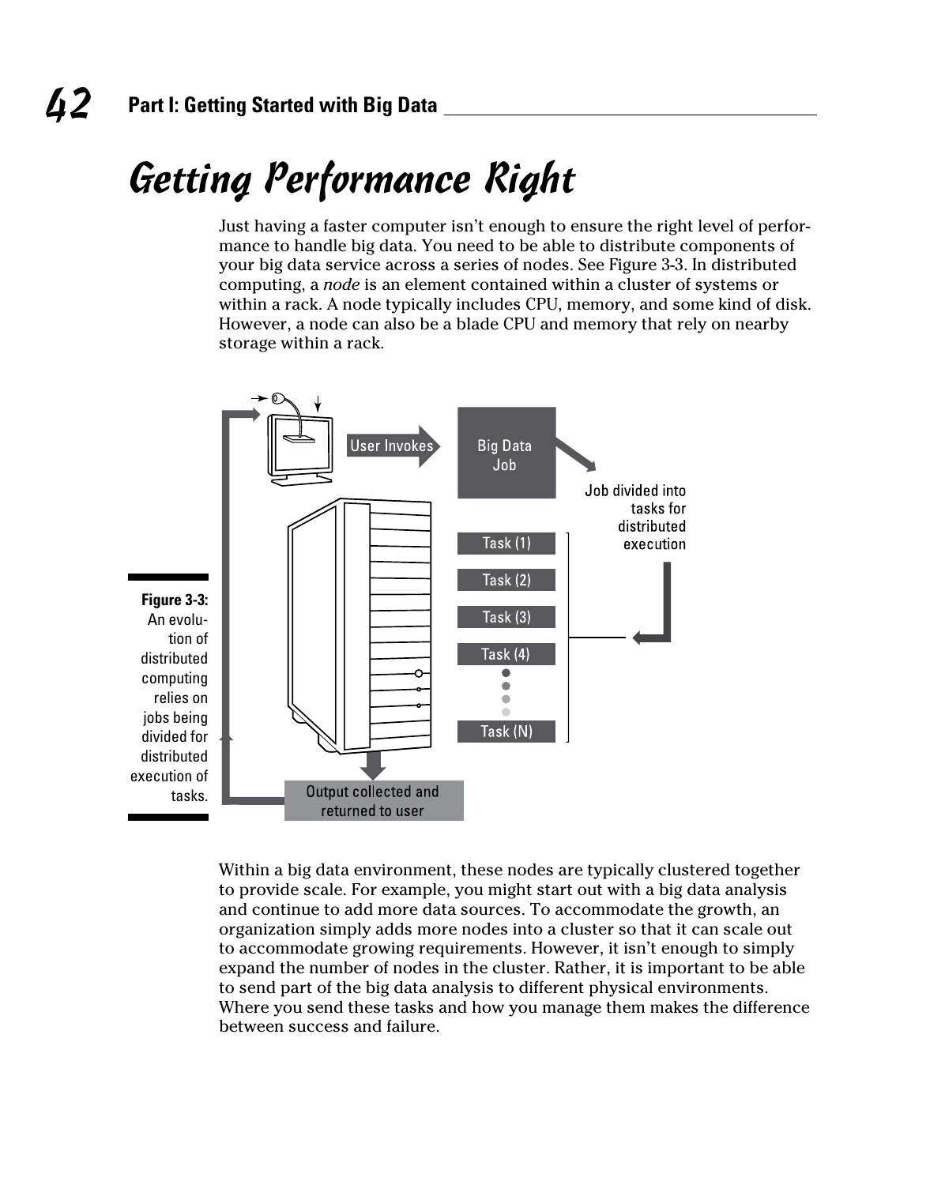# Getting Performance Right

Just having a faster computer isn't enough to ensure the right level of performance to handle big data. You need to be able to distribute components of your big data service across a series of nodes. See Figure 3-3. In distributed computing, a *node* is an element contained within a cluster of systems or within a rack. A node typically includes CPU, memory, and some kind of disk. However, a node can also be a blade CPU and memory that rely on nearby storage within a rack.

**Figure 3-3:** An evolution of distributed computing relies on jobs being divided for distributed execution of tasks.

Within a big data environment, these nodes are typically clustered together to provide scale. For example, you might start out with a big data analysis and continue to add more data sources. To accommodate the growth, an organization simply adds more nodes into a cluster so that it can scale out to accommodate growing requirements. However, it isn't enough to simply expand the number of nodes in the cluster. Rather, it is important to be able to send part of the big data analysis to different physical environments. Where you send these tasks and how you manage them makes the difference between success and failure.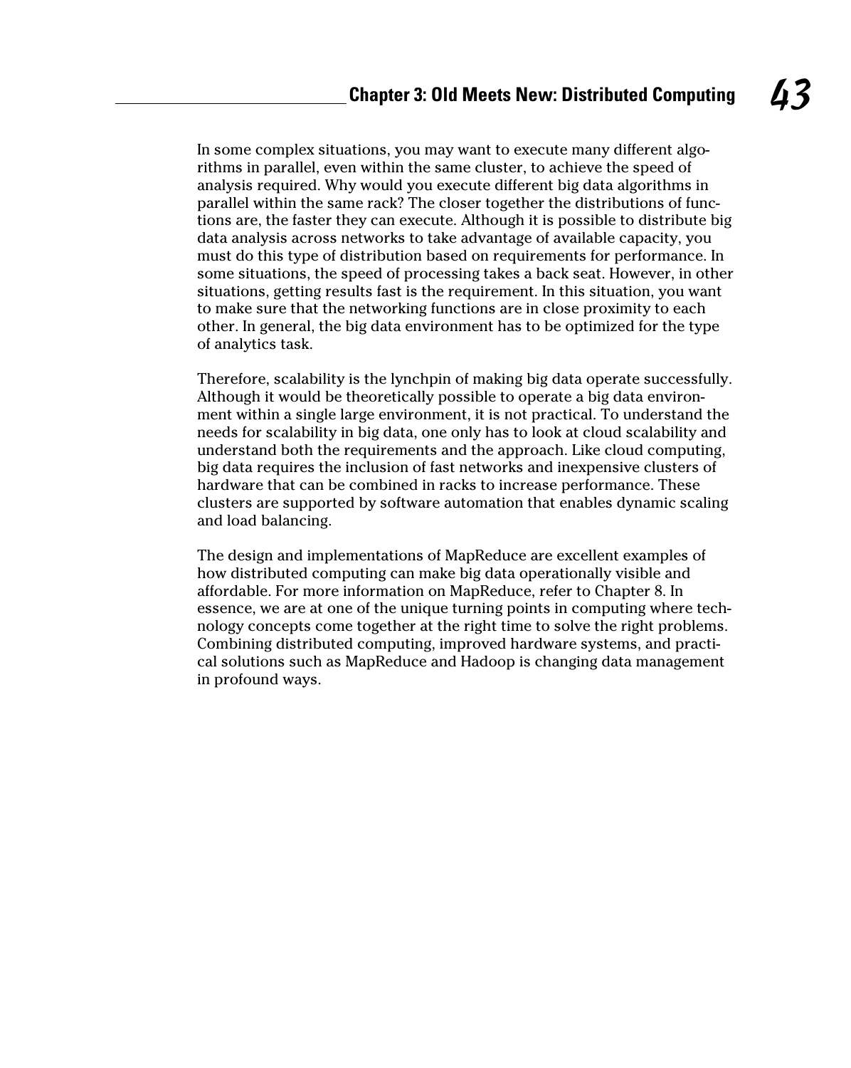In some complex situations, you may want to execute many different algorithms in parallel, even within the same cluster, to achieve the speed of analysis required. Why would you execute different big data algorithms in parallel within the same rack? The closer together the distributions of functions are, the faster they can execute. Although it is possible to distribute big data analysis across networks to take advantage of available capacity, you must do this type of distribution based on requirements for performance. In some situations, the speed of processing takes a back seat. However, in other situations, getting results fast is the requirement. In this situation, you want to make sure that the networking functions are in close proximity to each other. In general, the big data environment has to be optimized for the type of analytics task.

Therefore, scalability is the lynchpin of making big data operate successfully. Although it would be theoretically possible to operate a big data environment within a single large environment, it is not practical. To understand the needs for scalability in big data, one only has to look at cloud scalability and understand both the requirements and the approach. Like cloud computing, big data requires the inclusion of fast networks and inexpensive clusters of hardware that can be combined in racks to increase performance. These clusters are supported by software automation that enables dynamic scaling and load balancing.

The design and implementations of MapReduce are excellent examples of how distributed computing can make big data operationally visible and affordable. For more information on MapReduce, refer to Chapter 8. In essence, we are at one of the unique turning points in computing where technology concepts come together at the right time to solve the right problems. Combining distributed computing, improved hardware systems, and practical solutions such as MapReduce and Hadoop is changing data management in profound ways.